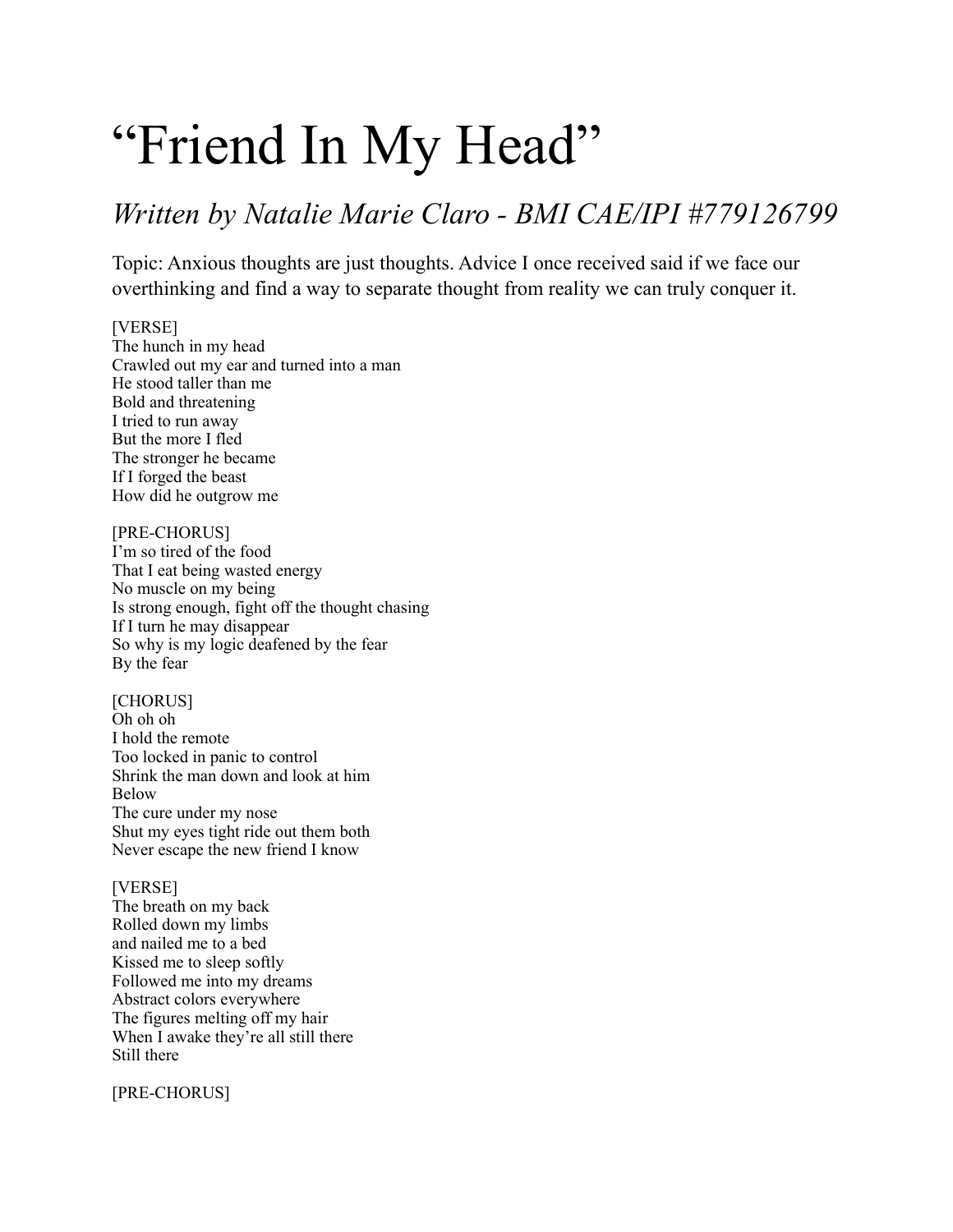# "Friend In My Head"

## *Written by Natalie Marie Claro - BMI CAE/IPI #779126799*

Topic: Anxious thoughts are just thoughts. Advice I once received said if we face our overthinking and find a way to separate thought from reality we can truly conquer it.

[VERSE]
The hunch in my head
Crawled out my ear and turned into a man
He stood taller than me
Bold and threatening
I tried to run away
But the more I fled
The stronger he became
If I forged the beast
How did he outgrow me

[PRE-CHORUS]
I'm so tired of the food
That I eat being wasted energy
No muscle on my being
Is strong enough, fight off the thought chasing
If I turn he may disappear
So why is my logic deafened by the fear
By the fear

[CHORUS]
Oh oh oh
I hold the remote
Too locked in panic to control
Shrink the man down and look at him
Below
The cure under my nose
Shut my eyes tight ride out them both
Never escape the new friend I know

[VERSE]
The breath on my back
Rolled down my limbs
and nailed me to a bed
Kissed me to sleep softly
Followed me into my dreams
Abstract colors everywhere
The figures melting off my hair
When I awake they're all still there
Still there

[PRE-CHORUS]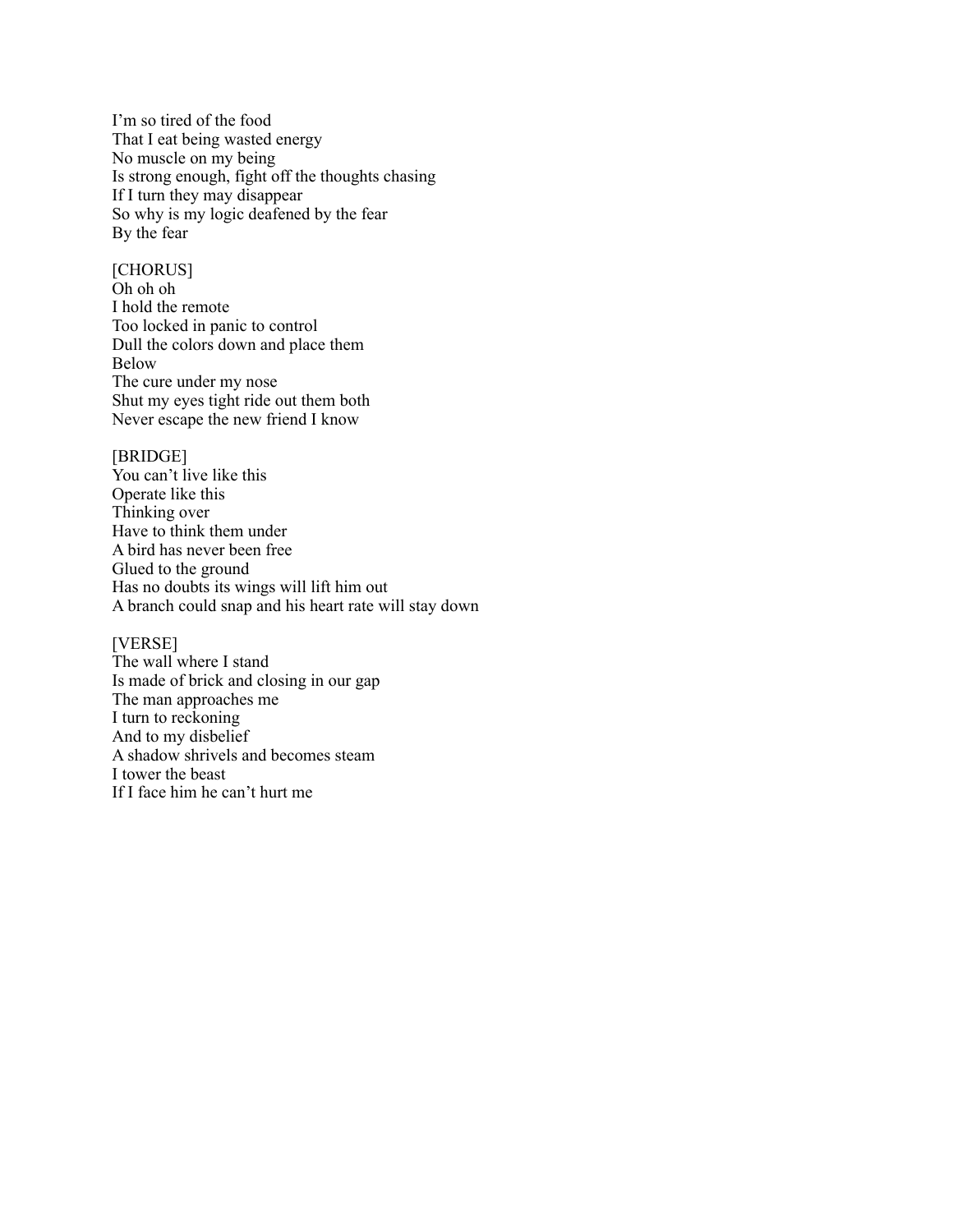I'm so tired of the food
That I eat being wasted energy
No muscle on my being
Is strong enough, fight off the thoughts chasing
If I turn they may disappear
So why is my logic deafened by the fear
By the fear

[CHORUS]
Oh oh oh
I hold the remote
Too locked in panic to control
Dull the colors down and place them
Below
The cure under my nose
Shut my eyes tight ride out them both
Never escape the new friend I know

[BRIDGE]
You can't live like this
Operate like this
Thinking over
Have to think them under
A bird has never been free
Glued to the ground
Has no doubts its wings will lift him out
A branch could snap and his heart rate will stay down

[VERSE]
The wall where I stand
Is made of brick and closing in our gap
The man approaches me
I turn to reckoning
And to my disbelief
A shadow shrivels and becomes steam
I tower the beast
If I face him he can't hurt me